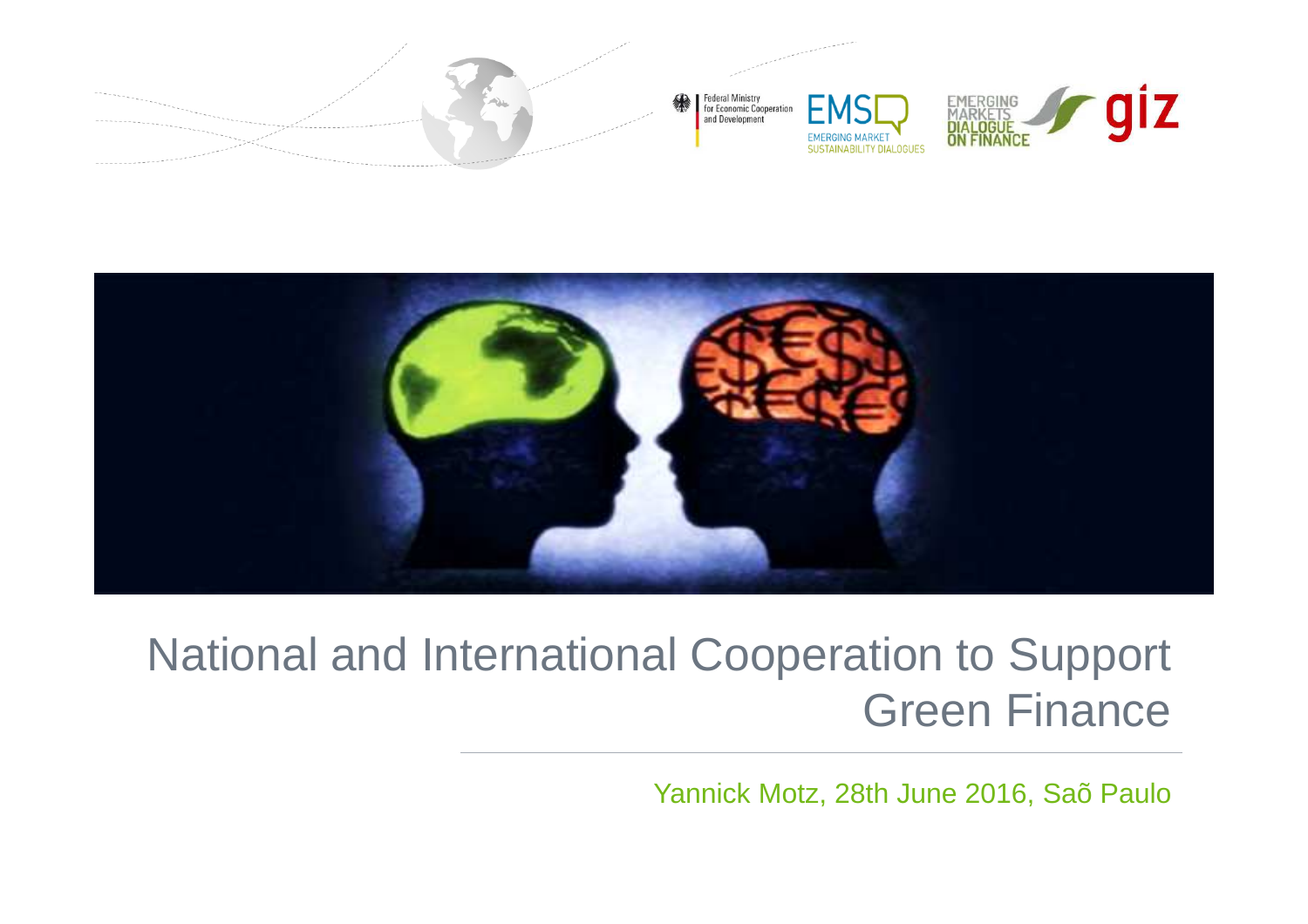# National and International Cooperation to Support Green Finance

Yannick Motz, 28th June 2016, Saõ Paulo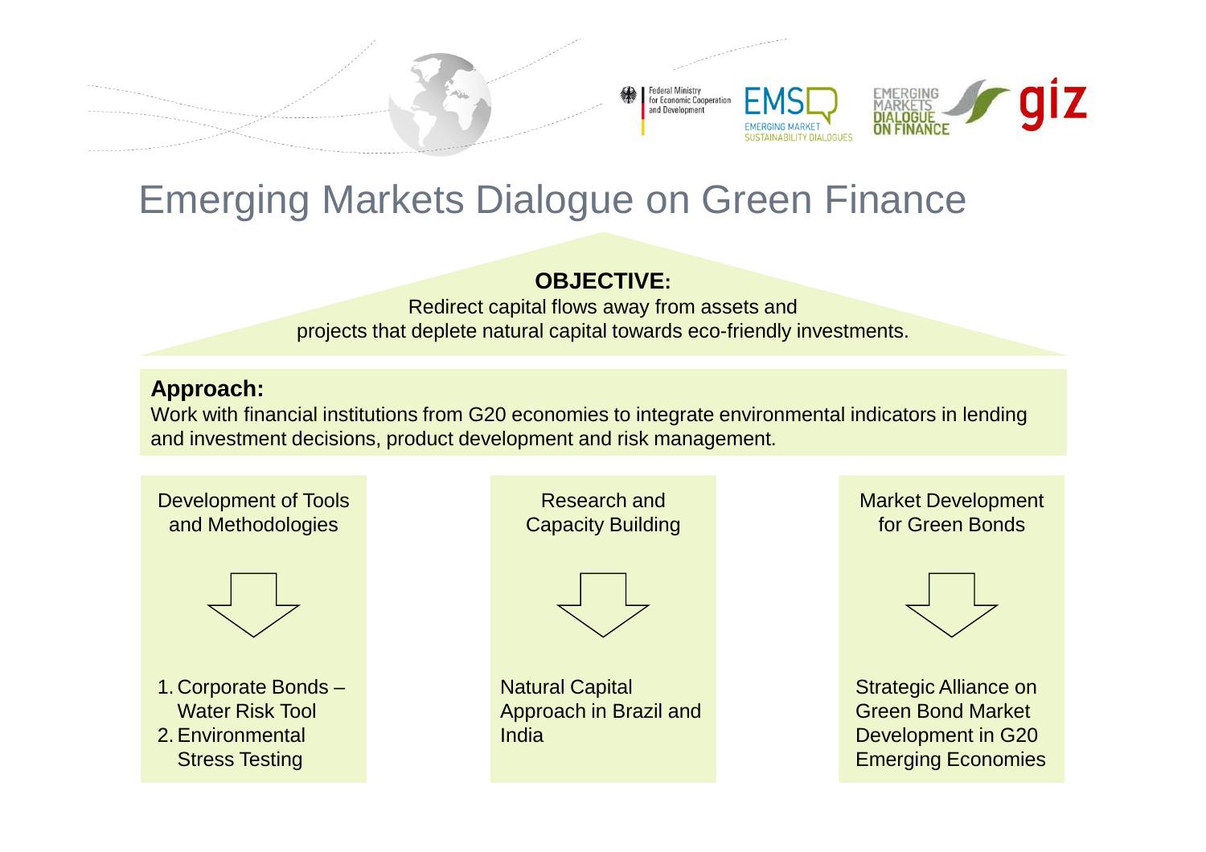# Emerging Markets Dialogue on Green Finance

**OBJECTIVE:**

Redirect capital flows away from assets and projects that deplete natural capital towards eco-friendly investments.

**Approach:**

Work with financial institutions from G20 economies to integrate environmental indicators in lending and investment decisions, product development and risk management.

## Development of Tools and Methodologies

1. Corporate Bonds – Water Risk Tool
2. Environmental Stress Testing

## Research and Capacity Building

Natural Capital Approach in Brazil and India

## Market Development for Green Bonds

Strategic Alliance on Green Bond Market Development in G20 Emerging Economies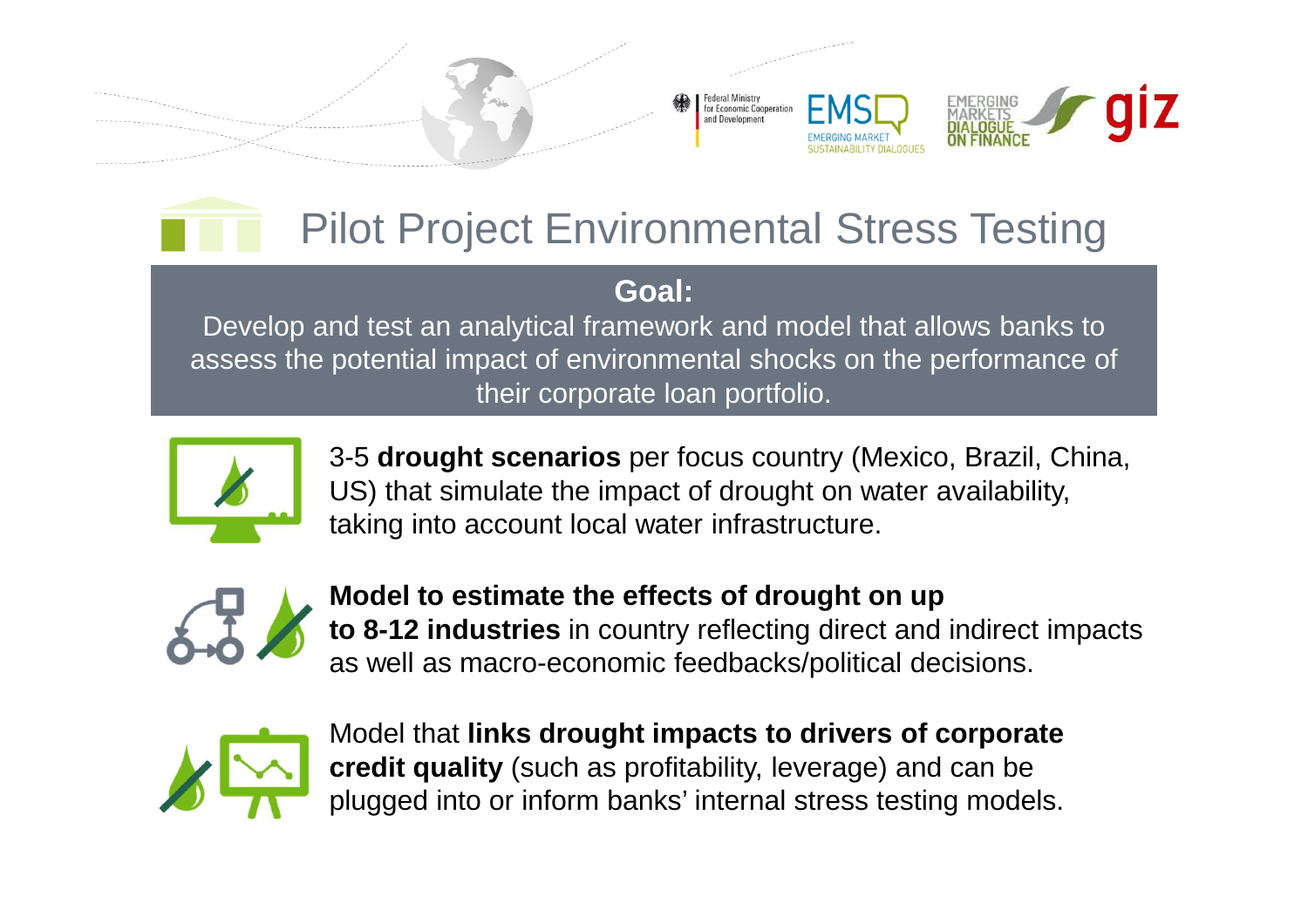# Pilot Project Environmental Stress Testing

**Goal:**

Develop and test an analytical framework and model that allows banks to assess the potential impact of environmental shocks on the performance of their corporate loan portfolio.

3-5 **drought scenarios** per focus country (Mexico, Brazil, China, US) that simulate the impact of drought on water availability, taking into account local water infrastructure.

**Model to estimate the effects of drought on up to 8-12 industries** in country reflecting direct and indirect impacts as well as macro-economic feedbacks/political decisions.

Model that **links drought impacts to drivers of corporate credit quality** (such as profitability, leverage) and can be plugged into or inform banks' internal stress testing models.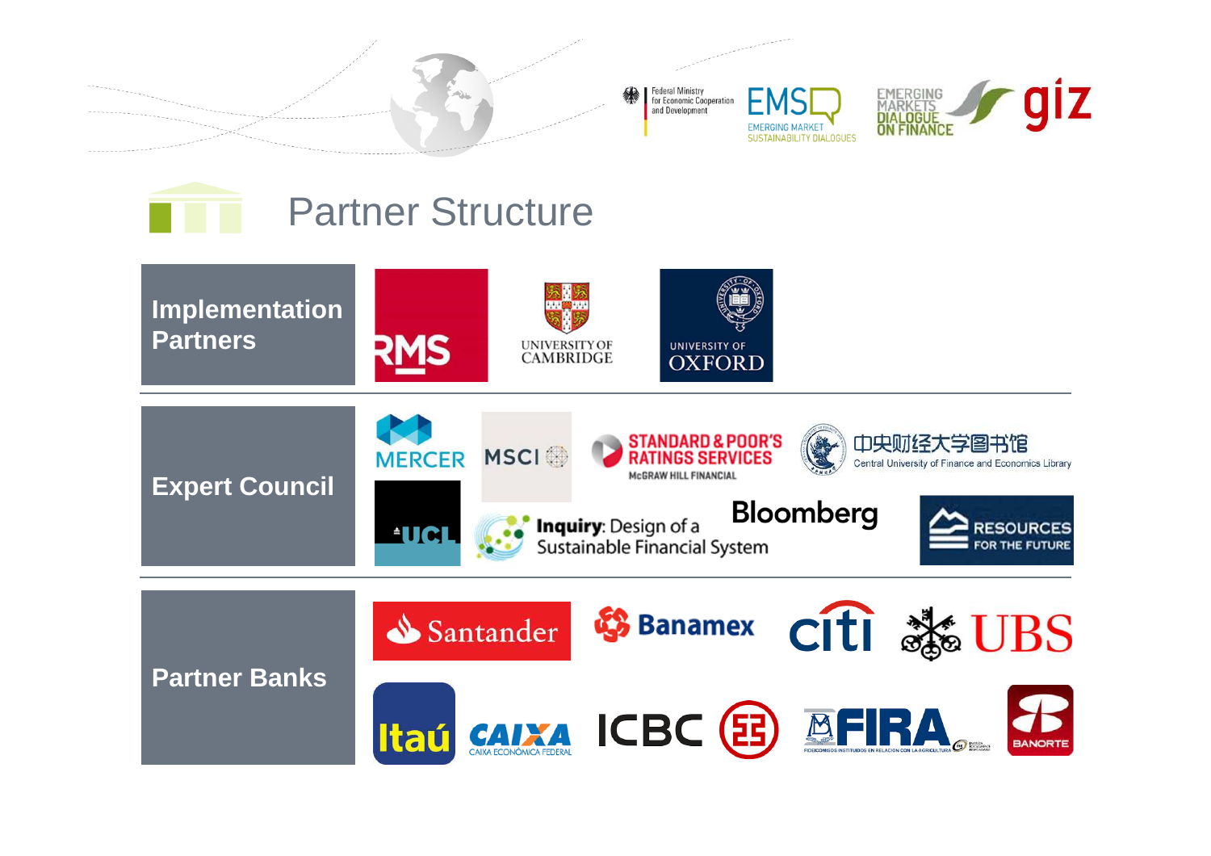# Partner Structure

**Implementation Partners**

RMS, University of Cambridge, University of Oxford

**Expert Council**

Mercer, MSCI, Standard & Poor's Ratings Services (McGraw Hill Financial), 中央财经大学图书馆 Central University of Finance and Economics Library, UCL, Inquiry: Design of a Sustainable Financial System, Bloomberg, Resources for the Future

**Partner Banks**

Santander, Banamex, citi, UBS, Itaú, CAIXA (Caixa Econômica Federal), ICBC, FIRA (Fideicomisos Instituidos en Relación con la Agricultura), Banorte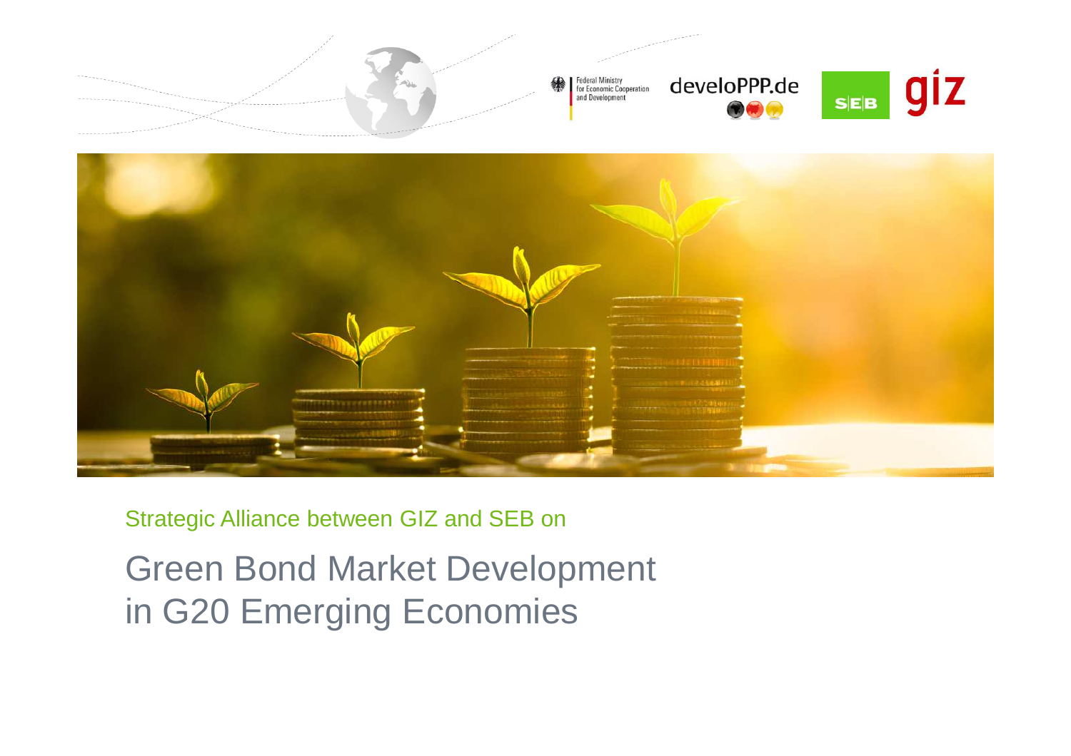Federal Ministry for Economic Cooperation and Development

develoPPP.de

SEB

giz

Strategic Alliance between GIZ and SEB on

# Green Bond Market Development in G20 Emerging Economies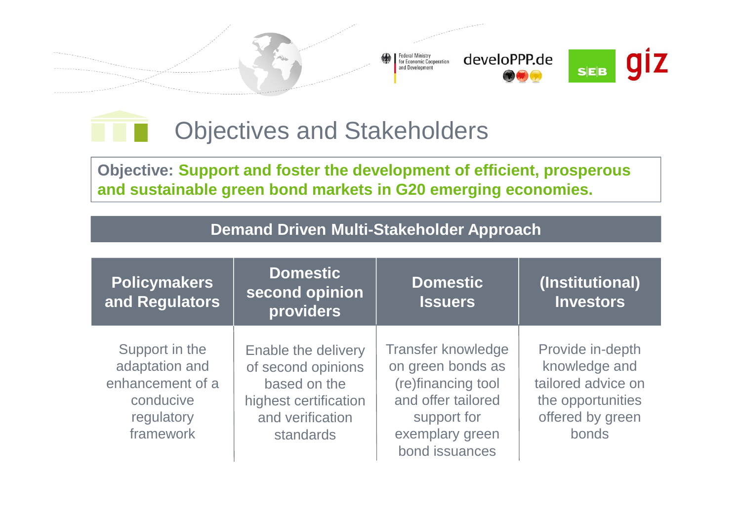# Objectives and Stakeholders

**Objective: Support and foster the development of efficient, prosperous and sustainable green bond markets in G20 emerging economies.**

## Demand Driven Multi-Stakeholder Approach

| Policymakers and Regulators | Domestic second opinion providers | Domestic Issuers | (Institutional) Investors |
|---|---|---|---|
| Support in the adaptation and enhancement of a conducive regulatory framework | Enable the delivery of second opinions based on the highest certification and verification standards | Transfer knowledge on green bonds as (re)financing tool and offer tailored support for exemplary green bond issuances | Provide in-depth knowledge and tailored advice on the opportunities offered by green bonds |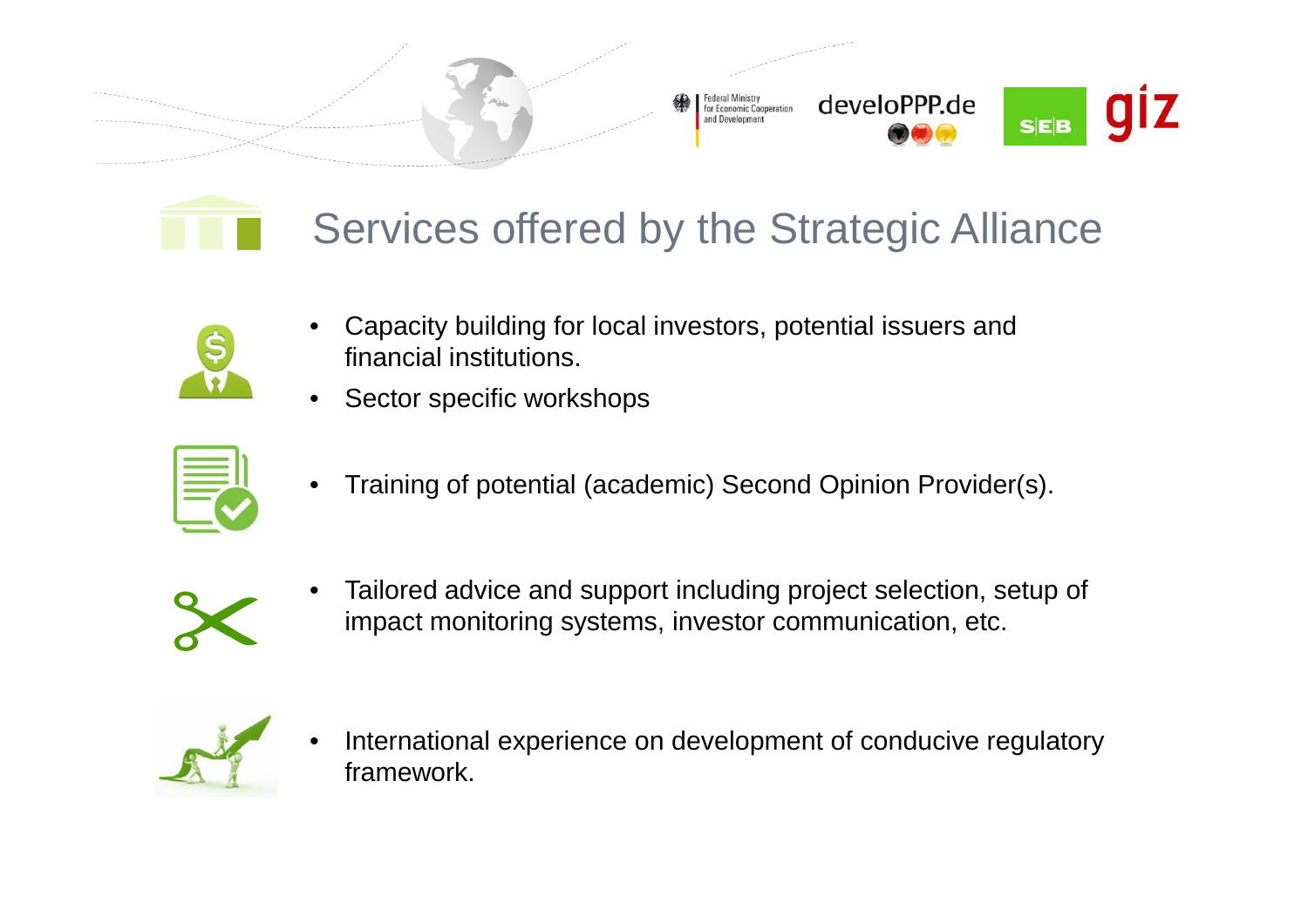# Services offered by the Strategic Alliance

- Capacity building for local investors, potential issuers and financial institutions.
- Sector specific workshops
- Training of potential (academic) Second Opinion Provider(s).
- Tailored advice and support including project selection, setup of impact monitoring systems, investor communication, etc.
- International experience on development of conducive regulatory framework.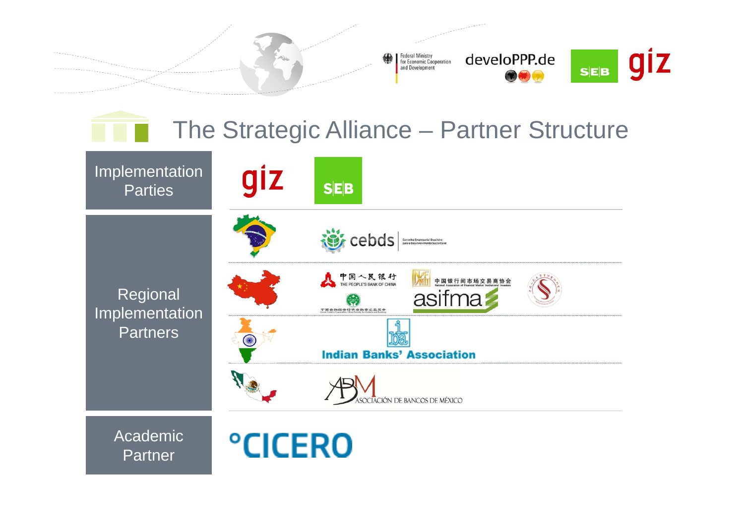Federal Ministry for Economic Cooperation and Development

develoPPP.de

SEB

giz

# The Strategic Alliance – Partner Structure

| | |
|---|---|
| Implementation Parties | giz, SEB |
| Regional Implementation Partners | cebds – Conselho Empresarial Brasileiro para o Desenvolvimento Sustentável |
| | 中国人民银行 THE PEOPLE'S BANK OF CHINA; 中国银行间市场交易商协会 National Association of Financial Market Institutional Investors; asifma; 中国金融学会绿色金融专业委员会 Green Finance Committee, China Society for Finance and Banking |
| | Indian Banks' Association |
| | ABM ASOCIACIÓN DE BANCOS DE MÉXICO |
| Academic Partner | CICERO |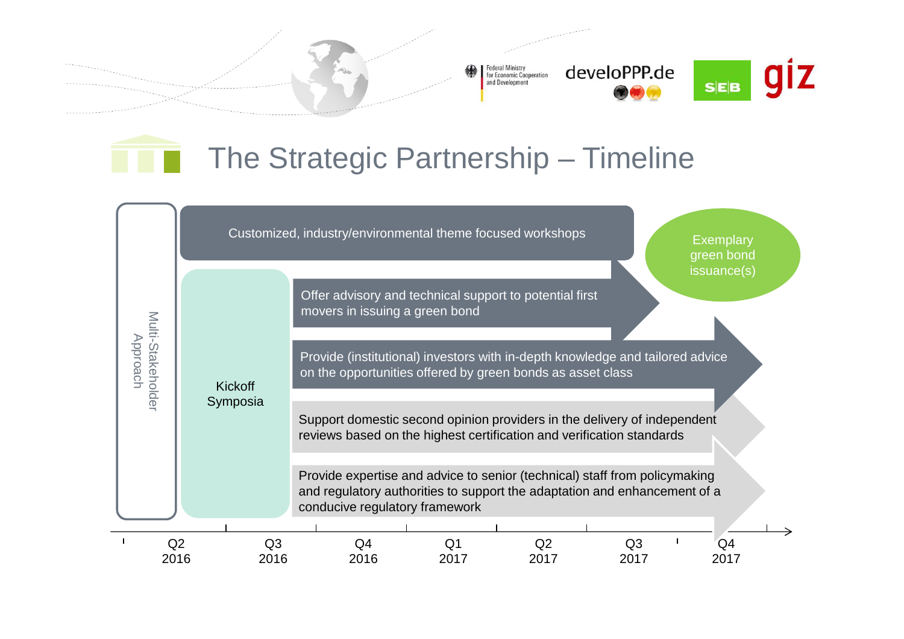# The Strategic Partnership – Timeline

Multi-Stakeholder Approach

Kickoff Symposia

Customized, industry/environmental theme focused workshops

Offer advisory and technical support to potential first movers in issuing a green bond

Provide (institutional) investors with in-depth knowledge and tailored advice on the opportunities offered by green bonds as asset class

Support domestic second opinion providers in the delivery of independent reviews based on the highest certification and verification standards

Provide expertise and advice to senior (technical) staff from policymaking and regulatory authorities to support the adaptation and enhancement of a conducive regulatory framework

Exemplary green bond issuance(s)

Q2 2016 | Q3 2016 | Q4 2016 | Q1 2017 | Q2 2017 | Q3 2017 | Q4 2017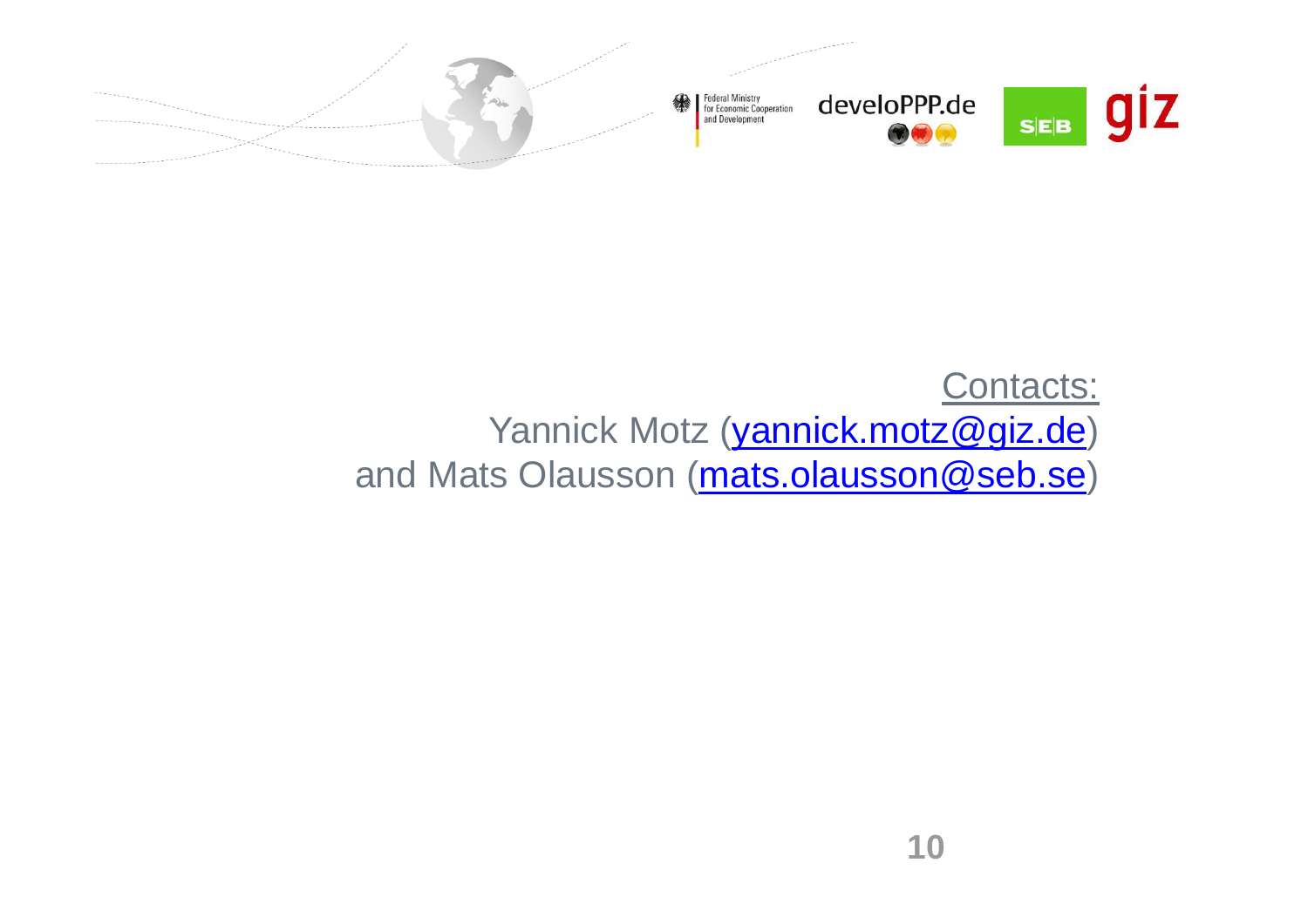Contacts:

Yannick Motz (yannick.motz@giz.de)
and Mats Olausson (mats.olausson@seb.se)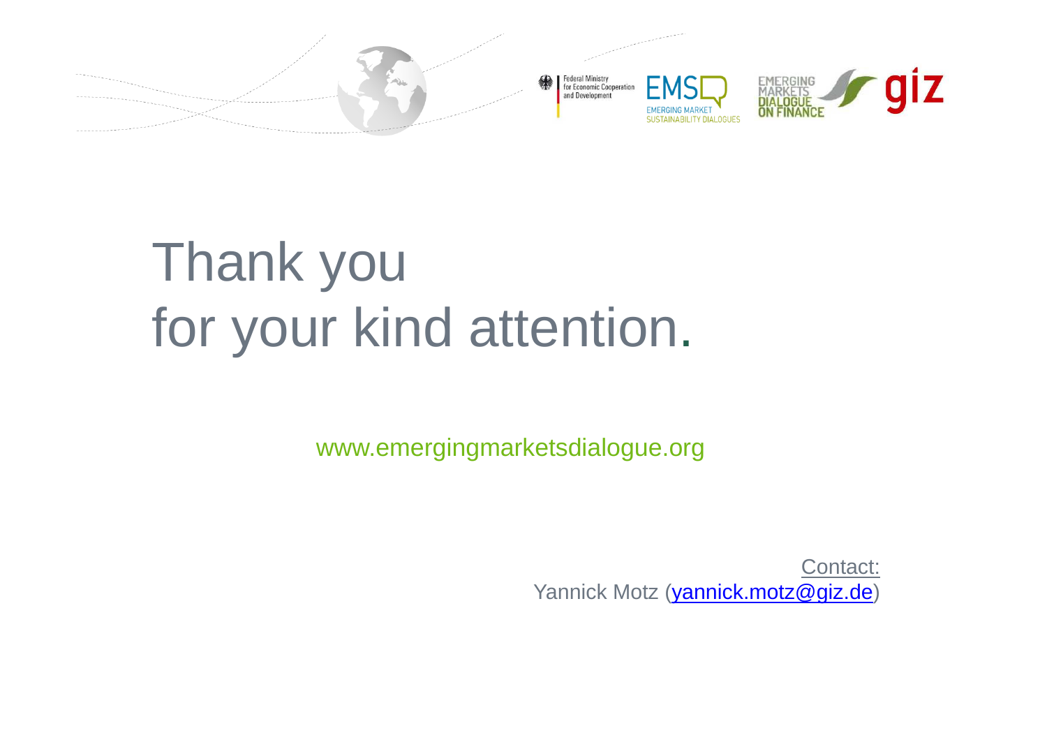# Thank you for your kind attention.

www.emergingmarketsdialogue.org

Contact:
Yannick Motz (yannick.motz@giz.de)